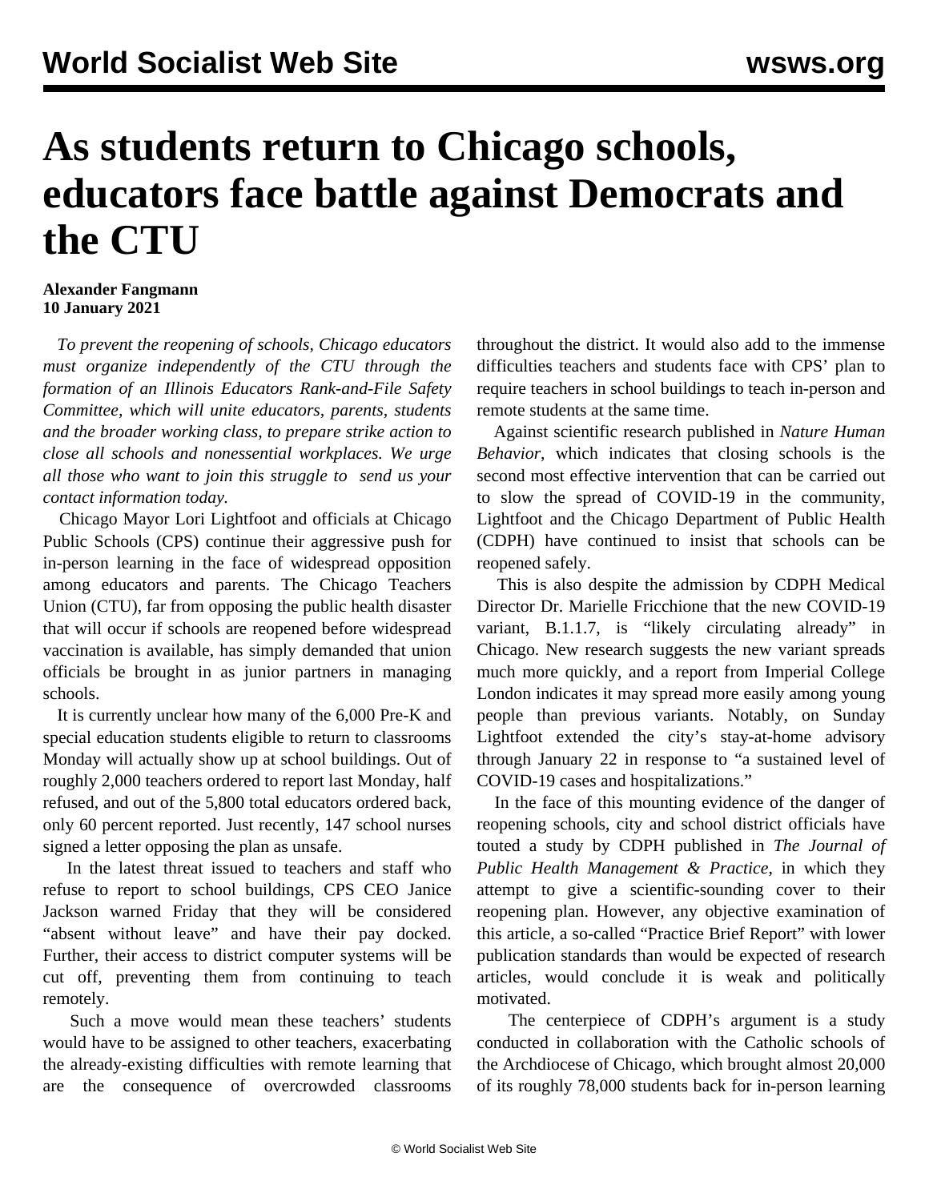# As students return to Chicago schools, educators face battle against Democrats and the CTU

**Alexander Fangmann**
**10 January 2021**

*To prevent the reopening of schools, Chicago educators must organize independently of the CTU through the formation of an Illinois Educators Rank-and-File Safety Committee, which will unite educators, parents, students and the broader working class, to prepare strike action to close all schools and nonessential workplaces. We urge all those who want to join this struggle to send us your contact information today.*

Chicago Mayor Lori Lightfoot and officials at Chicago Public Schools (CPS) continue their aggressive push for in-person learning in the face of widespread opposition among educators and parents. The Chicago Teachers Union (CTU), far from opposing the public health disaster that will occur if schools are reopened before widespread vaccination is available, has simply demanded that union officials be brought in as junior partners in managing schools.

It is currently unclear how many of the 6,000 Pre-K and special education students eligible to return to classrooms Monday will actually show up at school buildings. Out of roughly 2,000 teachers ordered to report last Monday, half refused, and out of the 5,800 total educators ordered back, only 60 percent reported. Just recently, 147 school nurses signed a letter opposing the plan as unsafe.

In the latest threat issued to teachers and staff who refuse to report to school buildings, CPS CEO Janice Jackson warned Friday that they will be considered "absent without leave" and have their pay docked. Further, their access to district computer systems will be cut off, preventing them from continuing to teach remotely.

Such a move would mean these teachers' students would have to be assigned to other teachers, exacerbating the already-existing difficulties with remote learning that are the consequence of overcrowded classrooms throughout the district. It would also add to the immense difficulties teachers and students face with CPS' plan to require teachers in school buildings to teach in-person and remote students at the same time.

Against scientific research published in *Nature Human Behavior*, which indicates that closing schools is the second most effective intervention that can be carried out to slow the spread of COVID-19 in the community, Lightfoot and the Chicago Department of Public Health (CDPH) have continued to insist that schools can be reopened safely.

This is also despite the admission by CDPH Medical Director Dr. Marielle Fricchione that the new COVID-19 variant, B.1.1.7, is "likely circulating already" in Chicago. New research suggests the new variant spreads much more quickly, and a report from Imperial College London indicates it may spread more easily among young people than previous variants. Notably, on Sunday Lightfoot extended the city's stay-at-home advisory through January 22 in response to "a sustained level of COVID-19 cases and hospitalizations."

In the face of this mounting evidence of the danger of reopening schools, city and school district officials have touted a study by CDPH published in *The Journal of Public Health Management & Practice*, in which they attempt to give a scientific-sounding cover to their reopening plan. However, any objective examination of this article, a so-called "Practice Brief Report" with lower publication standards than would be expected of research articles, would conclude it is weak and politically motivated.

The centerpiece of CDPH's argument is a study conducted in collaboration with the Catholic schools of the Archdiocese of Chicago, which brought almost 20,000 of its roughly 78,000 students back for in-person learning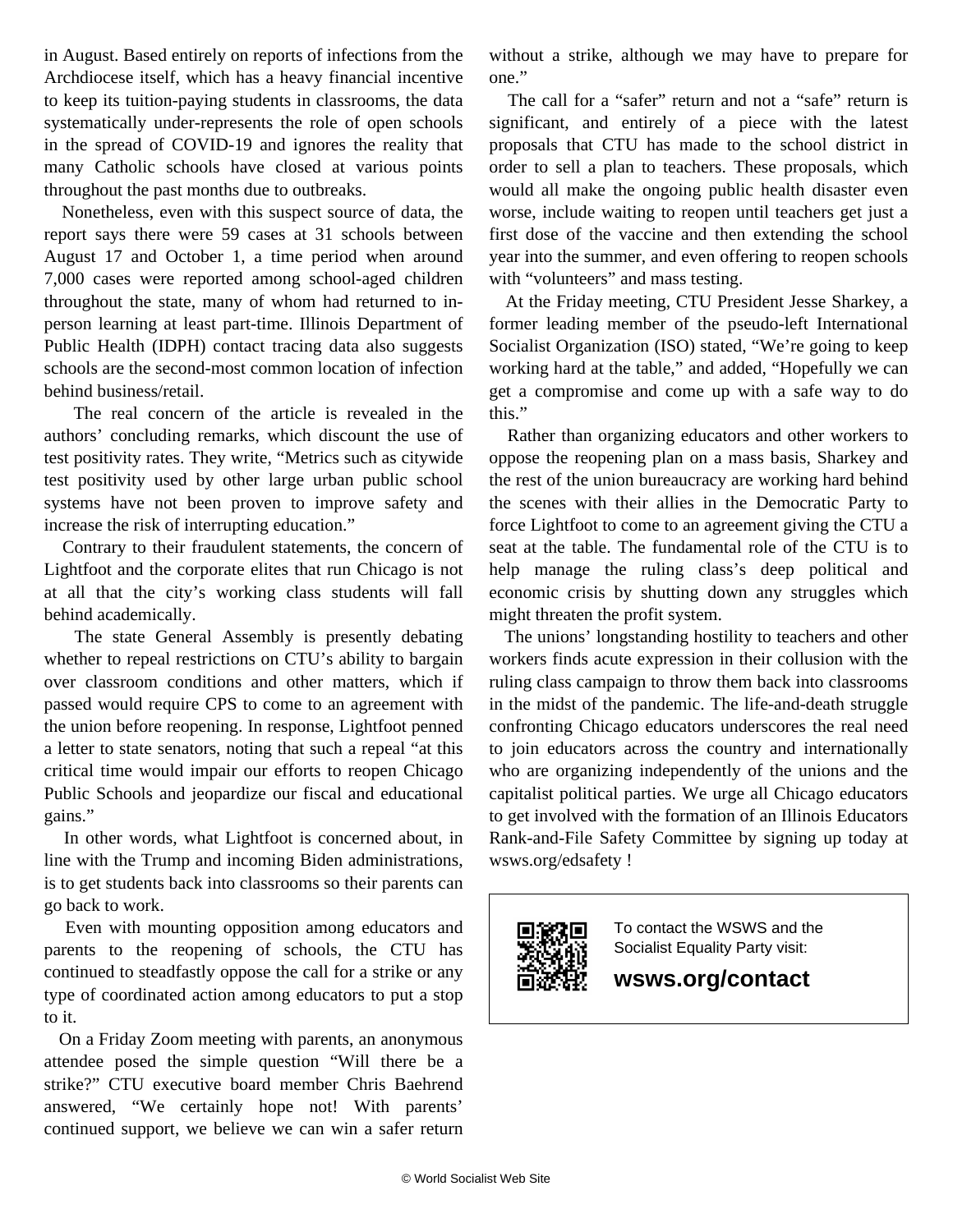in August. Based entirely on reports of infections from the Archdiocese itself, which has a heavy financial incentive to keep its tuition-paying students in classrooms, the data systematically under-represents the role of open schools in the spread of COVID-19 and ignores the reality that many Catholic schools have closed at various points throughout the past months due to outbreaks.

Nonetheless, even with this suspect source of data, the report says there were 59 cases at 31 schools between August 17 and October 1, a time period when around 7,000 cases were reported among school-aged children throughout the state, many of whom had returned to in-person learning at least part-time. Illinois Department of Public Health (IDPH) contact tracing data also suggests schools are the second-most common location of infection behind business/retail.

The real concern of the article is revealed in the authors' concluding remarks, which discount the use of test positivity rates. They write, "Metrics such as citywide test positivity used by other large urban public school systems have not been proven to improve safety and increase the risk of interrupting education."

Contrary to their fraudulent statements, the concern of Lightfoot and the corporate elites that run Chicago is not at all that the city's working class students will fall behind academically.

The state General Assembly is presently debating whether to repeal restrictions on CTU's ability to bargain over classroom conditions and other matters, which if passed would require CPS to come to an agreement with the union before reopening. In response, Lightfoot penned a letter to state senators, noting that such a repeal "at this critical time would impair our efforts to reopen Chicago Public Schools and jeopardize our fiscal and educational gains."

In other words, what Lightfoot is concerned about, in line with the Trump and incoming Biden administrations, is to get students back into classrooms so their parents can go back to work.

Even with mounting opposition among educators and parents to the reopening of schools, the CTU has continued to steadfastly oppose the call for a strike or any type of coordinated action among educators to put a stop to it.

On a Friday Zoom meeting with parents, an anonymous attendee posed the simple question "Will there be a strike?" CTU executive board member Chris Baehrend answered, "We certainly hope not! With parents' continued support, we believe we can win a safer return without a strike, although we may have to prepare for one."

The call for a "safer" return and not a "safe" return is significant, and entirely of a piece with the latest proposals that CTU has made to the school district in order to sell a plan to teachers. These proposals, which would all make the ongoing public health disaster even worse, include waiting to reopen until teachers get just a first dose of the vaccine and then extending the school year into the summer, and even offering to reopen schools with "volunteers" and mass testing.

At the Friday meeting, CTU President Jesse Sharkey, a former leading member of the pseudo-left International Socialist Organization (ISO) stated, "We're going to keep working hard at the table," and added, "Hopefully we can get a compromise and come up with a safe way to do this."

Rather than organizing educators and other workers to oppose the reopening plan on a mass basis, Sharkey and the rest of the union bureaucracy are working hard behind the scenes with their allies in the Democratic Party to force Lightfoot to come to an agreement giving the CTU a seat at the table. The fundamental role of the CTU is to help manage the ruling class's deep political and economic crisis by shutting down any struggles which might threaten the profit system.

The unions' longstanding hostility to teachers and other workers finds acute expression in their collusion with the ruling class campaign to throw them back into classrooms in the midst of the pandemic. The life-and-death struggle confronting Chicago educators underscores the real need to join educators across the country and internationally who are organizing independently of the unions and the capitalist political parties. We urge all Chicago educators to get involved with the formation of an Illinois Educators Rank-and-File Safety Committee by signing up today at wsws.org/edsafety !

To contact the WSWS and the Socialist Equality Party visit:

**wsws.org/contact**